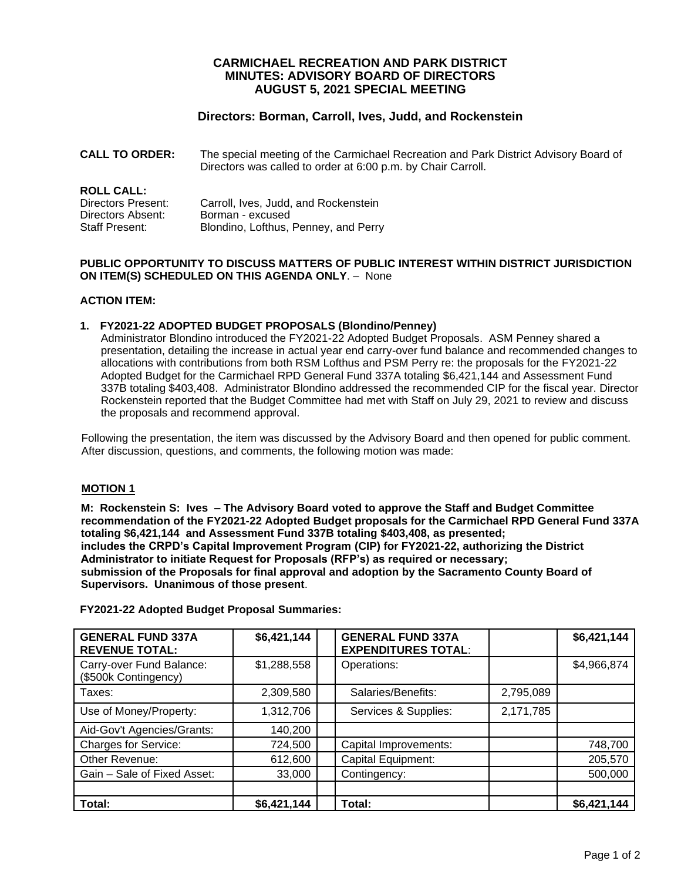# CARMICHAEL RECREATION AND PARK DISTRICT
# MINUTES: ADVISORY BOARD OF DIRECTORS
# AUGUST 5, 2021 SPECIAL MEETING

### Directors: Borman, Carroll, Ives, Judd, and Rockenstein

**CALL TO ORDER:** The special meeting of the Carmichael Recreation and Park District Advisory Board of Directors was called to order at 6:00 p.m. by Chair Carroll.

**ROLL CALL:**
Directors Present: Carroll, Ives, Judd, and Rockenstein
Directors Absent: Borman - excused
Staff Present: Blondino, Lofthus, Penney, and Perry

**PUBLIC OPPORTUNITY TO DISCUSS MATTERS OF PUBLIC INTEREST WITHIN DISTRICT JURISDICTION ON ITEM(S) SCHEDULED ON THIS AGENDA ONLY**. – None

**ACTION ITEM:**

**1. FY2021-22 ADOPTED BUDGET PROPOSALS (Blondino/Penney)**
Administrator Blondino introduced the FY2021-22 Adopted Budget Proposals. ASM Penney shared a presentation, detailing the increase in actual year end carry-over fund balance and recommended changes to allocations with contributions from both RSM Lofthus and PSM Perry re: the proposals for the FY2021-22 Adopted Budget for the Carmichael RPD General Fund 337A totaling $6,421,144 and Assessment Fund 337B totaling $403,408. Administrator Blondino addressed the recommended CIP for the fiscal year. Director Rockenstein reported that the Budget Committee had met with Staff on July 29, 2021 to review and discuss the proposals and recommend approval.

Following the presentation, the item was discussed by the Advisory Board and then opened for public comment. After discussion, questions, and comments, the following motion was made:

**MOTION 1**

**M: Rockenstein S: Ives – The Advisory Board voted to approve the Staff and Budget Committee recommendation of the FY2021-22 Adopted Budget proposals for the Carmichael RPD General Fund 337A totaling $6,421,144 and Assessment Fund 337B totaling $403,408, as presented; includes the CRPD's Capital Improvement Program (CIP) for FY2021-22, authorizing the District Administrator to initiate Request for Proposals (RFP's) as required or necessary; submission of the Proposals for final approval and adoption by the Sacramento County Board of Supervisors. Unanimous of those present**.

**FY2021-22 Adopted Budget Proposal Summaries:**

| GENERAL FUND 337A REVENUE TOTAL: | $6,421,144 | | GENERAL FUND 337A EXPENDITURES TOTAL: | | $6,421,144 |
|---|---|---|---|---|---|
| Carry-over Fund Balance: ($500k Contingency) | $1,288,558 | | Operations: | | $4,966,874 |
| Taxes: | 2,309,580 | | Salaries/Benefits: | 2,795,089 | |
| Use of Money/Property: | 1,312,706 | | Services & Supplies: | 2,171,785 | |
| Aid-Gov't Agencies/Grants: | 140,200 | | | | |
| Charges for Service: | 724,500 | | Capital Improvements: | | 748,700 |
| Other Revenue: | 612,600 | | Capital Equipment: | | 205,570 |
| Gain – Sale of Fixed Asset: | 33,000 | | Contingency: | | 500,000 |
| | | | | | |
| **Total:** | **$6,421,144** | | **Total:** | | **$6,421,144** |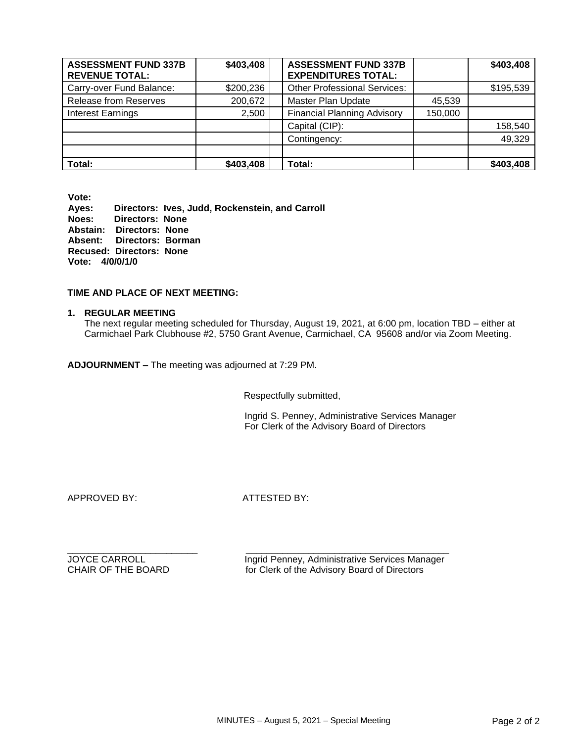| **ASSESSMENT FUND 337B REVENUE TOTAL:** | **$403,408** | | **ASSESSMENT FUND 337B EXPENDITURES TOTAL:** | | **$403,408** |
|---|---|---|---|---|---|
| Carry-over Fund Balance: | $200,236 | | Other Professional Services: | | $195,539 |
| Release from Reserves | 200,672 | | Master Plan Update | 45,539 | |
| Interest Earnings | 2,500 | | Financial Planning Advisory | 150,000 | |
| | | | Capital (CIP): | | 158,540 |
| | | | Contingency: | | 49,329 |
| | | | | | |
| **Total:** | **$403,408** | | **Total:** | | **$403,408** |

**Vote:**
**Ayes: Directors: Ives, Judd, Rockenstein, and Carroll**
**Noes: Directors: None**
**Abstain: Directors: None**
**Absent: Directors: Borman**
**Recused: Directors: None**
**Vote: 4/0/0/1/0**

**TIME AND PLACE OF NEXT MEETING:**

1. **REGULAR MEETING**
   The next regular meeting scheduled for Thursday, August 19, 2021, at 6:00 pm, location TBD – either at Carmichael Park Clubhouse #2, 5750 Grant Avenue, Carmichael, CA 95608 and/or via Zoom Meeting.

**ADJOURNMENT –** The meeting was adjourned at 7:29 PM.

Respectfully submitted,

Ingrid S. Penney, Administrative Services Manager
For Clerk of the Advisory Board of Directors

APPROVED BY: ATTESTED BY:

\_\_\_\_\_\_\_\_\_\_\_\_\_\_\_\_\_\_\_\_\_\_\_\_\_ \_\_\_\_\_\_\_\_\_\_\_\_\_\_\_\_\_\_\_\_\_\_\_\_\_\_\_\_\_\_\_\_\_\_\_\_\_\_\_

JOYCE CARROLL
CHAIR OF THE BOARD

Ingrid Penney, Administrative Services Manager
for Clerk of the Advisory Board of Directors